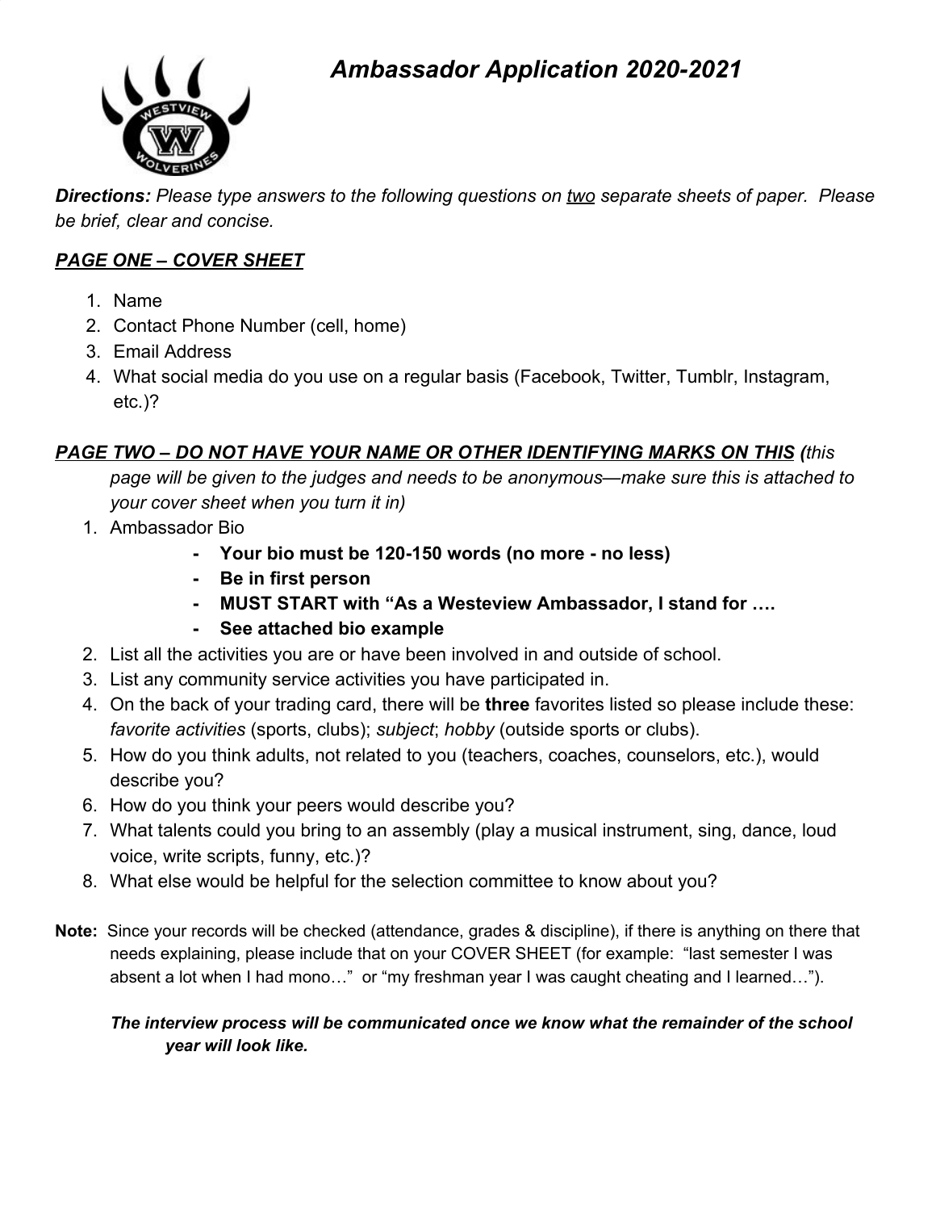# *Ambassador Application 2020-2021*

***Directions:*** *Please type answers to the following questions on two separate sheets of paper. Please be brief, clear and concise.*

## ***PAGE ONE – COVER SHEET***

1. Name
2. Contact Phone Number (cell, home)
3. Email Address
4. What social media do you use on a regular basis (Facebook, Twitter, Tumblr, Instagram, etc.)?

## ***PAGE TWO – DO NOT HAVE YOUR NAME OR OTHER IDENTIFYING MARKS ON THIS*** *(this page will be given to the judges and needs to be anonymous—make sure this is attached to your cover sheet when you turn it in)*

1. Ambassador Bio
   - **Your bio must be 120-150 words (no more - no less)**
   - **Be in first person**
   - **MUST START with "As a Westeview Ambassador, I stand for ….**
   - **See attached bio example**
2. List all the activities you are or have been involved in and outside of school.
3. List any community service activities you have participated in.
4. On the back of your trading card, there will be **three** favorites listed so please include these: *favorite activities* (sports, clubs); *subject*; *hobby* (outside sports or clubs).
5. How do you think adults, not related to you (teachers, coaches, counselors, etc.), would describe you?
6. How do you think your peers would describe you?
7. What talents could you bring to an assembly (play a musical instrument, sing, dance, loud voice, write scripts, funny, etc.)?
8. What else would be helpful for the selection committee to know about you?

**Note:** Since your records will be checked (attendance, grades & discipline), if there is anything on there that needs explaining, please include that on your COVER SHEET (for example: "last semester I was absent a lot when I had mono…" or "my freshman year I was caught cheating and I learned…").

***The interview process will be communicated once we know what the remainder of the school year will look like.***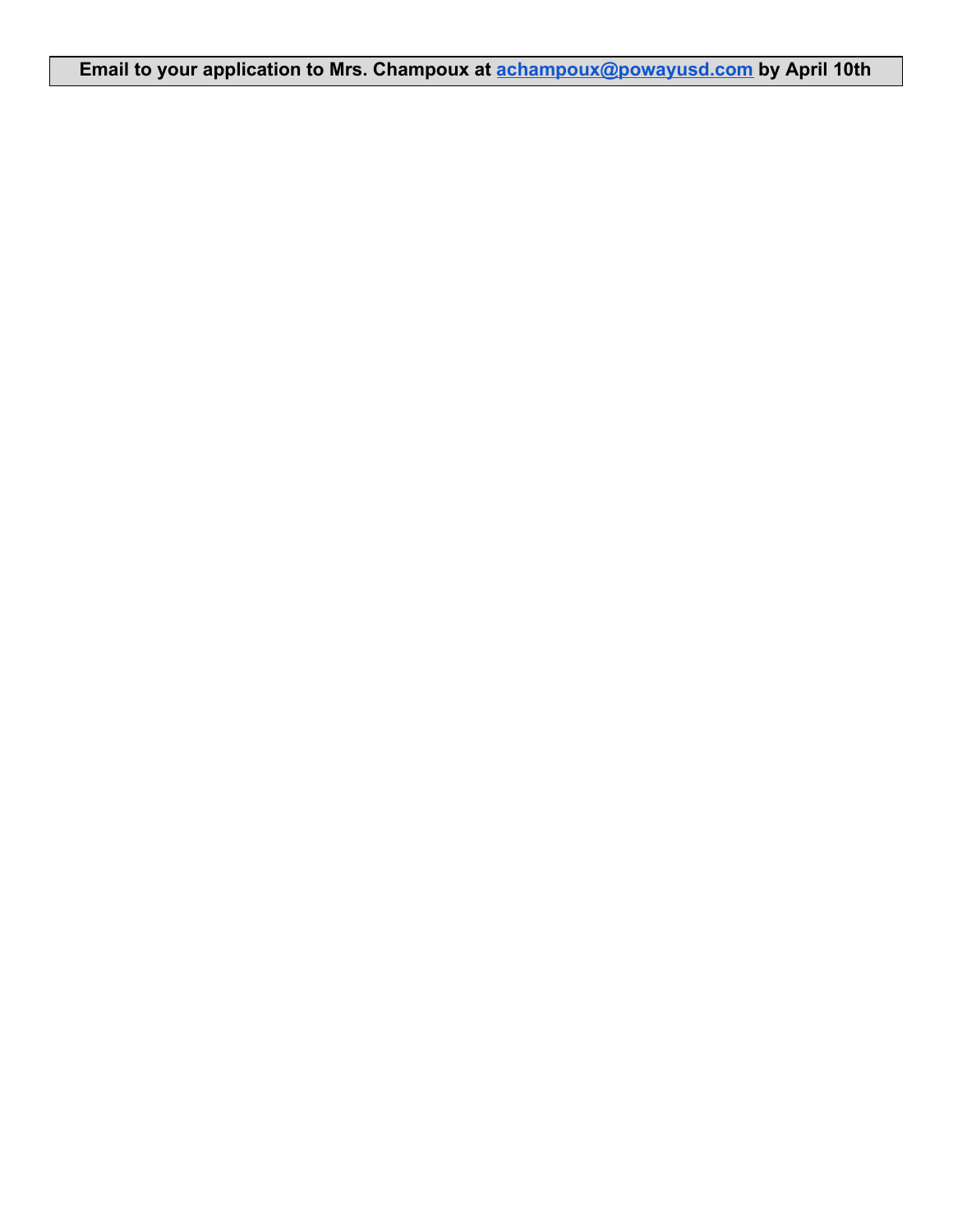**Email to your application to Mrs. Champoux at [achampoux@powayusd.com](mailto:achampoux@powayusd.com) by April 10th**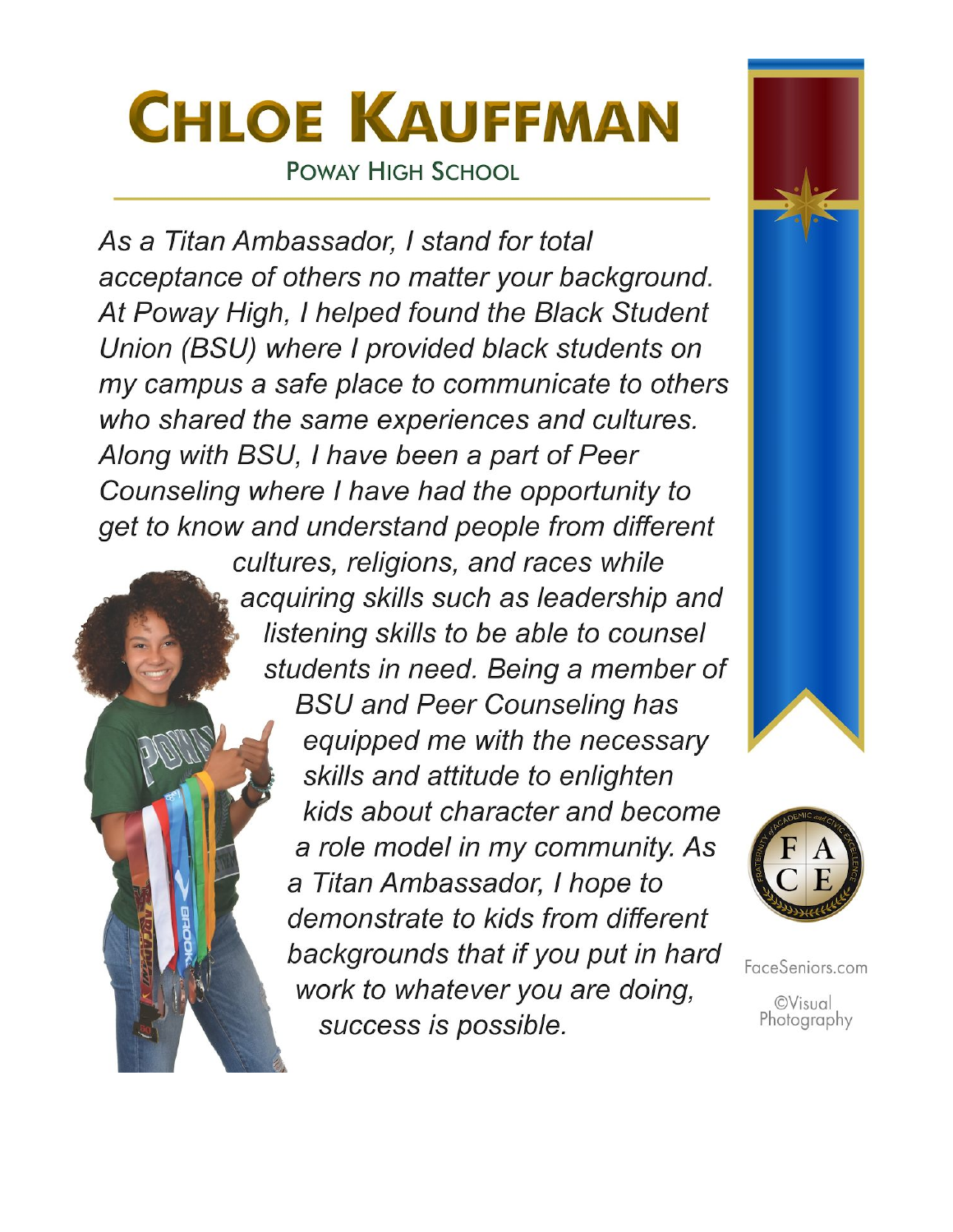# CHLOE KAUFFMAN

## POWAY HIGH SCHOOL

*As a Titan Ambassador, I stand for total acceptance of others no matter your background. At Poway High, I helped found the Black Student Union (BSU) where I provided black students on my campus a safe place to communicate to others who shared the same experiences and cultures. Along with BSU, I have been a part of Peer Counseling where I have had the opportunity to get to know and understand people from different cultures, religions, and races while acquiring skills such as leadership and listening skills to be able to counsel students in need. Being a member of BSU and Peer Counseling has equipped me with the necessary skills and attitude to enlighten kids about character and become a role model in my community. As a Titan Ambassador, I hope to demonstrate to kids from different backgrounds that if you put in hard work to whatever you are doing, success is possible.*

FaceSeniors.com

©Visual Photography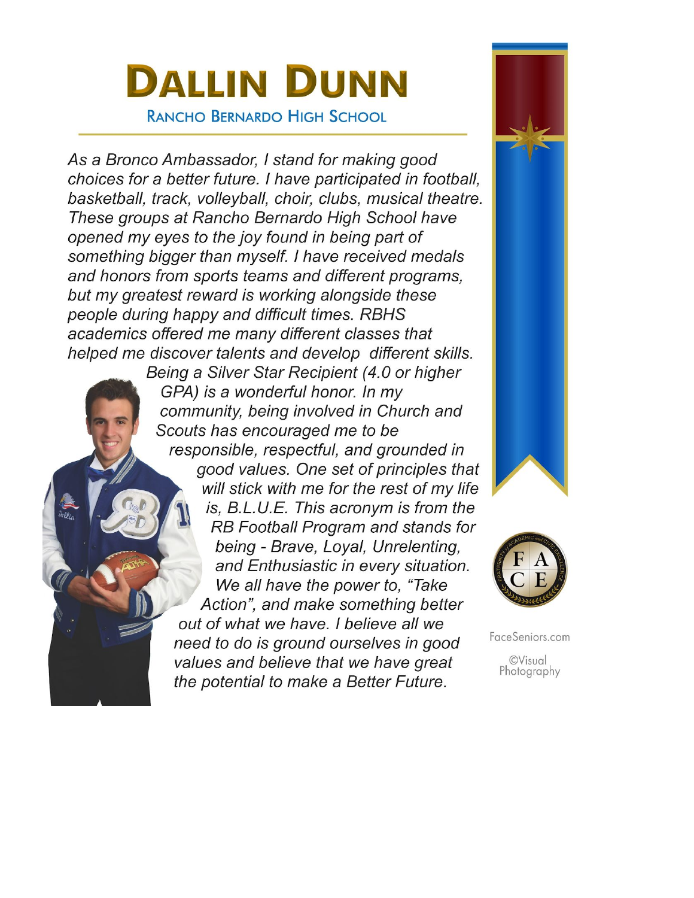# DALLIN DUNN

## RANCHO BERNARDO HIGH SCHOOL

*As a Bronco Ambassador, I stand for making good choices for a better future. I have participated in football, basketball, track, volleyball, choir, clubs, musical theatre. These groups at Rancho Bernardo High School have opened my eyes to the joy found in being part of something bigger than myself. I have received medals and honors from sports teams and different programs, but my greatest reward is working alongside these people during happy and difficult times. RBHS academics offered me many different classes that helped me discover talents and develop different skills. Being a Silver Star Recipient (4.0 or higher GPA) is a wonderful honor. In my community, being involved in Church and Scouts has encouraged me to be responsible, respectful, and grounded in good values. One set of principles that will stick with me for the rest of my life is, B.L.U.E. This acronym is from the RB Football Program and stands for being - Brave, Loyal, Unrelenting, and Enthusiastic in every situation. We all have the power to, "Take Action", and make something better out of what we have. I believe all we need to do is ground ourselves in good values and believe that we have great the potential to make a Better Future.*

FaceSeniors.com

©Visual Photography